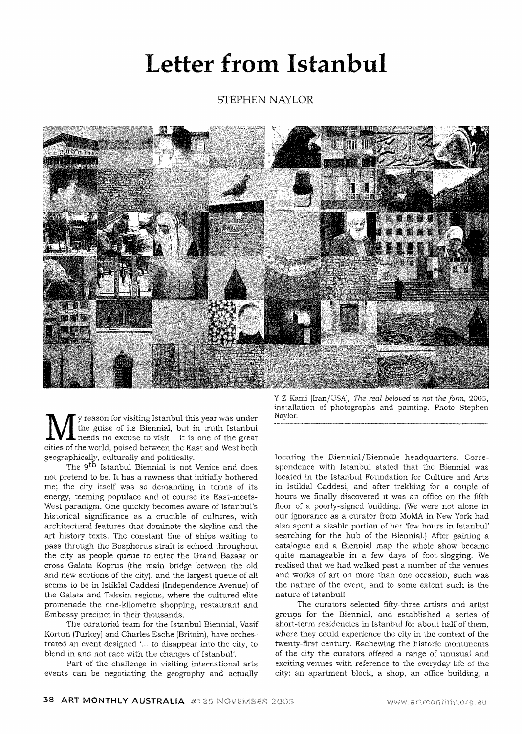# Letter from Istanbul

STEPHEN NAYLOR

Y Z Kami (Iran/USA), *The real beloved is not the form*, 2005, installation of photographs and painting. Photo Stephen Naylor.

My reason for visiting Istanbul this year was under the guise of its Biennial, but in truth Istanbul needs no excuse to visit – it is one of the great cities of the world, poised between the East and West both geographically, culturally and politically.

The 9th Istanbul Biennial is not Venice and does not pretend to be. It has a rawness that initially bothered me; the city itself was so demanding in terms of its energy, teeming populace and of course its East-meets-West paradigm. One quickly becomes aware of Istanbul's historical significance as a crucible of cultures, with architectural features that dominate the skyline and the art history texts. The constant line of ships waiting to pass through the Bosphorus strait is echoed throughout the city as people queue to enter the Grand Bazaar or cross Galata Koprus (the main bridge between the old and new sections of the city), and the largest queue of all seems to be in Istiklal Caddesi (Independence Avenue) of the Galata and Taksim regions, where the cultured elite promenade the one-kilometre shopping, restaurant and Embassy precinct in their thousands.

The curatorial team for the Istanbul Biennial, Vasif Kortun (Turkey) and Charles Esche (Britain), have orchestrated an event designed '... to disappear into the city, to blend in and not race with the changes of Istanbul'.

Part of the challenge in visiting international arts events can be negotiating the geography and actually locating the Biennial/Biennale headquarters. Correspondence with Istanbul stated that the Biennial was located in the Istanbul Foundation for Culture and Arts in Istiklal Caddesi, and after trekking for a couple of hours we finally discovered it was an office on the fifth floor of a poorly-signed building. (We were not alone in our ignorance as a curator from MoMA in New York had also spent a sizable portion of her 'few hours in Istanbul' searching for the hub of the Biennial.) After gaining a catalogue and a Biennial map the whole show became quite manageable in a few days of foot-slogging. We realised that we had walked past a number of the venues and works of art on more than one occasion, such was the nature of the event, and to some extent such is the nature of Istanbul!

The curators selected fifty-three artists and artist groups for the Biennial, and established a series of short-term residencies in Istanbul for about half of them, where they could experience the city in the context of the twenty-first century. Eschewing the historic monuments of the city the curators offered a range of unusual and exciting venues with reference to the everyday life of the city: an apartment block, a shop, an office building, a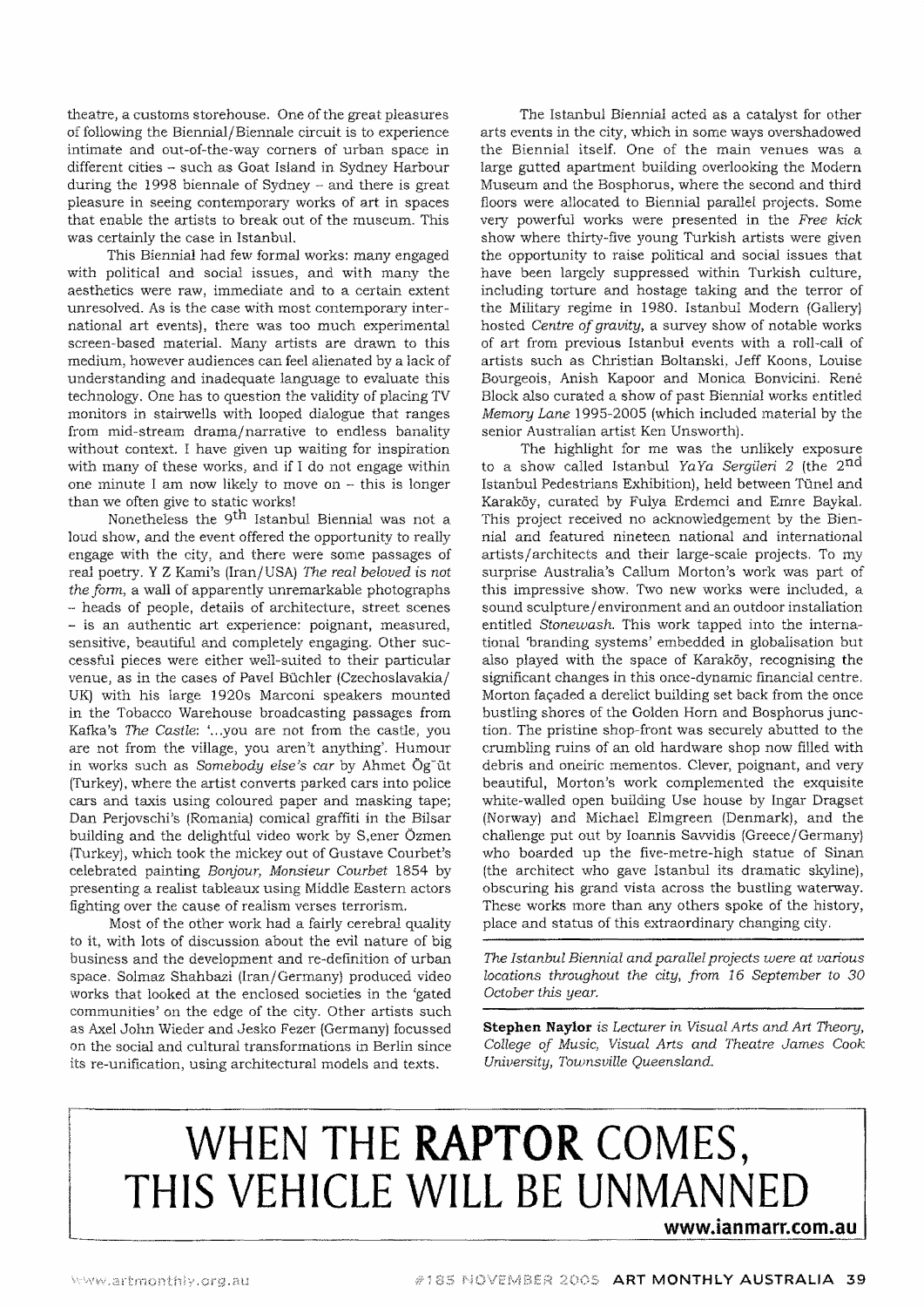theatre, a customs storehouse. One of the great pleasures of following the Biennial/Biennale circuit is to experience intimate and out-of-the-way corners of urban space in different cities – such as Goat Island in Sydney Harbour during the 1998 biennale of Sydney – and there is great pleasure in seeing contemporary works of art in spaces that enable the artists to break out of the museum. This was certainly the case in Istanbul.

This Biennial had few formal works: many engaged with political and social issues, and with many the aesthetics were raw, immediate and to a certain extent unresolved. As is the case with most contemporary international art events), there was too much experimental screen-based material. Many artists are drawn to this medium, however audiences can feel alienated by a lack of understanding and inadequate language to evaluate this technology. One has to question the validity of placing TV monitors in stairwells with looped dialogue that ranges from mid-stream drama/narrative to endless banality without context. I have given up waiting for inspiration with many of these works, and if I do not engage within one minute I am now likely to move on – this is longer than we often give to static works!

Nonetheless the 9th Istanbul Biennial was not a loud show, and the event offered the opportunity to really engage with the city, and there were some passages of real poetry. Y Z Kami's (Iran/USA) *The real beloved is not the form*, a wall of apparently unremarkable photographs – heads of people, details of architecture, street scenes – is an authentic art experience: poignant, measured, sensitive, beautiful and completely engaging. Other successful pieces were either well-suited to their particular venue, as in the cases of Pavel Büchler (Czechoslavakia/UK) with his large 1920s Marconi speakers mounted in the Tobacco Warehouse broadcasting passages from Kafka's *The Castle*: '...you are not from the castle, you are not from the village, you aren't anything'. Humour in works such as *Somebody else's car* by Ahmet Ög¨üt (Turkey), where the artist converts parked cars into police cars and taxis using coloured paper and masking tape; Dan Perjovschi's (Romania) comical graffiti in the Bilsar building and the delightful video work by S,ener Özmen (Turkey), which took the mickey out of Gustave Courbet's celebrated painting *Bonjour, Monsieur Courbet* 1854 by presenting a realist tableaux using Middle Eastern actors fighting over the cause of realism verses terrorism.

Most of the other work had a fairly cerebral quality to it, with lots of discussion about the evil nature of big business and the development and re-definition of urban space. Solmaz Shahbazi (Iran/Germany) produced video works that looked at the enclosed societies in the 'gated communities' on the edge of the city. Other artists such as Axel John Wieder and Jesko Fezer (Germany) focussed on the social and cultural transformations in Berlin since its re-unification, using architectural models and texts.

The Istanbul Biennial acted as a catalyst for other arts events in the city, which in some ways overshadowed the Biennial itself. One of the main venues was a large gutted apartment building overlooking the Modern Museum and the Bosphorus, where the second and third floors were allocated to Biennial parallel projects. Some very powerful works were presented in the *Free kick* show where thirty-five young Turkish artists were given the opportunity to raise political and social issues that have been largely suppressed within Turkish culture, including torture and hostage taking and the terror of the Military regime in 1980. Istanbul Modern (Gallery) hosted *Centre of gravity*, a survey show of notable works of art from previous Istanbul events with a roll-call of artists such as Christian Boltanski, Jeff Koons, Louise Bourgeois, Anish Kapoor and Monica Bonvicini. René Block also curated a show of past Biennial works entitled *Memory Lane* 1995-2005 (which included material by the senior Australian artist Ken Unsworth).

The highlight for me was the unlikely exposure to a show called Istanbul *YaYa Sergileri 2* (the 2nd Istanbul Pedestrians Exhibition), held between Tünel and Karaköy, curated by Fulya Erdemci and Emre Baykal. This project received no acknowledgement by the Biennial and featured nineteen national and international artists/architects and their large-scale projects. To my surprise Australia's Callum Morton's work was part of this impressive show. Two new works were included, a sound sculpture/environment and an outdoor installation entitled *Stonewash*. This work tapped into the international 'branding systems' embedded in globalisation but also played with the space of Karaköy, recognising the significant changes in this once-dynamic financial centre. Morton façaded a derelict building set back from the once bustling shores of the Golden Horn and Bosphorus junction. The pristine shop-front was securely abutted to the crumbling ruins of an old hardware shop now filled with debris and oneiric mementos. Clever, poignant, and very beautiful, Morton's work complemented the exquisite white-walled open building Use house by Ingar Dragset (Norway) and Michael Elmgreen (Denmark), and the challenge put out by Ioannis Savvidis (Greece/Germany) who boarded up the five-metre-high statue of Sinan (the architect who gave Istanbul its dramatic skyline), obscuring his grand vista across the bustling waterway. These works more than any others spoke of the history, place and status of this extraordinary changing city.

*The Istanbul Biennial and parallel projects were at various locations throughout the city, from 16 September to 30 October this year.*

**Stephen Naylor** *is Lecturer in Visual Arts and Art Theory, College of Music, Visual Arts and Theatre James Cook University, Townsville Queensland.*

WHEN THE **RAPTOR** COMES, THIS VEHICLE WILL BE UNMANNED

**www.ianmarr.com.au**